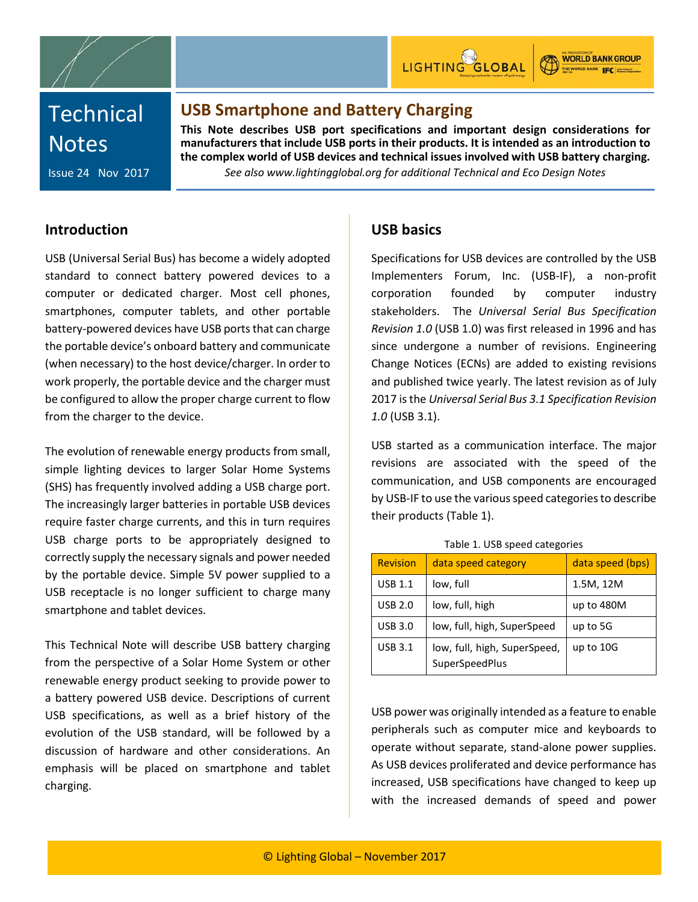# USB Smartphone and Battery Charging

Technical Notes

Issue 24 Nov 2017

**This Note describes USB port specifications and important design considerations for manufacturers that include USB ports in their products. It is intended as an introduction to the complex world of USB devices and technical issues involved with USB battery charging.**

*See also www.lightingglobal.org for additional Technical and Eco Design Notes*

## Introduction

USB (Universal Serial Bus) has become a widely adopted standard to connect battery powered devices to a computer or dedicated charger. Most cell phones, smartphones, computer tablets, and other portable battery-powered devices have USB ports that can charge the portable device's onboard battery and communicate (when necessary) to the host device/charger. In order to work properly, the portable device and the charger must be configured to allow the proper charge current to flow from the charger to the device.

The evolution of renewable energy products from small, simple lighting devices to larger Solar Home Systems (SHS) has frequently involved adding a USB charge port. The increasingly larger batteries in portable USB devices require faster charge currents, and this in turn requires USB charge ports to be appropriately designed to correctly supply the necessary signals and power needed by the portable device. Simple 5V power supplied to a USB receptacle is no longer sufficient to charge many smartphone and tablet devices.

This Technical Note will describe USB battery charging from the perspective of a Solar Home System or other renewable energy product seeking to provide power to a battery powered USB device. Descriptions of current USB specifications, as well as a brief history of the evolution of the USB standard, will be followed by a discussion of hardware and other considerations. An emphasis will be placed on smartphone and tablet charging.

## USB basics

Specifications for USB devices are controlled by the USB Implementers Forum, Inc. (USB-IF), a non-profit corporation founded by computer industry stakeholders. The *Universal Serial Bus Specification Revision 1.0* (USB 1.0) was first released in 1996 and has since undergone a number of revisions. Engineering Change Notices (ECNs) are added to existing revisions and published twice yearly. The latest revision as of July 2017 is the *Universal Serial Bus 3.1 Specification Revision 1.0* (USB 3.1).

USB started as a communication interface. The major revisions are associated with the speed of the communication, and USB components are encouraged by USB-IF to use the various speed categories to describe their products (Table 1).

Table 1. USB speed categories

| Revision | data speed category | data speed (bps) |
|---|---|---|
| USB 1.1 | low, full | 1.5M, 12M |
| USB 2.0 | low, full, high | up to 480M |
| USB 3.0 | low, full, high, SuperSpeed | up to 5G |
| USB 3.1 | low, full, high, SuperSpeed, SuperSpeedPlus | up to 10G |

USB power was originally intended as a feature to enable peripherals such as computer mice and keyboards to operate without separate, stand-alone power supplies. As USB devices proliferated and device performance has increased, USB specifications have changed to keep up with the increased demands of speed and power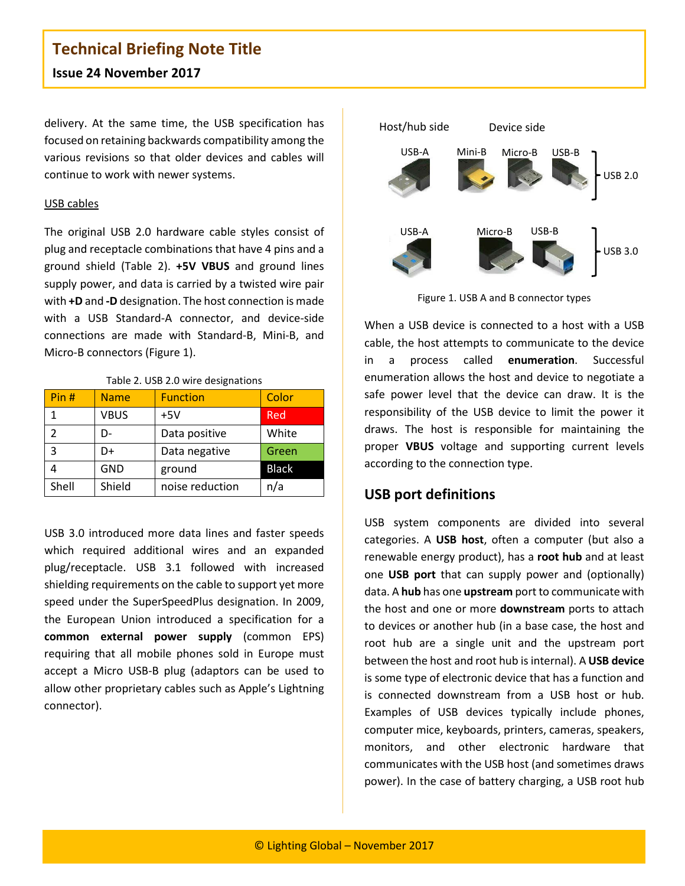delivery. At the same time, the USB specification has focused on retaining backwards compatibility among the various revisions so that older devices and cables will continue to work with newer systems.

USB cables

The original USB 2.0 hardware cable styles consist of plug and receptacle combinations that have 4 pins and a ground shield (Table 2). **+5V VBUS** and ground lines supply power, and data is carried by a twisted wire pair with **+D** and **-D** designation. The host connection is made with a USB Standard-A connector, and device-side connections are made with Standard-B, Mini-B, and Micro-B connectors (Figure 1).

Table 2. USB 2.0 wire designations

| Pin # | Name | Function | Color |
|---|---|---|---|
| 1 | VBUS | +5V | Red |
| 2 | D- | Data positive | White |
| 3 | D+ | Data negative | Green |
| 4 | GND | ground | Black |
| Shell | Shield | noise reduction | n/a |

USB 3.0 introduced more data lines and faster speeds which required additional wires and an expanded plug/receptacle. USB 3.1 followed with increased shielding requirements on the cable to support yet more speed under the SuperSpeedPlus designation. In 2009, the European Union introduced a specification for a **common external power supply** (common EPS) requiring that all mobile phones sold in Europe must accept a Micro USB-B plug (adaptors can be used to allow other proprietary cables such as Apple's Lightning connector).

Host/hub side — Device side

USB-A, Mini-B, Micro-B, USB-B — USB 2.0

USB-A, Micro-B, USB-B — USB 3.0

Figure 1. USB A and B connector types

When a USB device is connected to a host with a USB cable, the host attempts to communicate to the device in a process called **enumeration**. Successful enumeration allows the host and device to negotiate a safe power level that the device can draw. It is the responsibility of the USB device to limit the power it draws. The host is responsible for maintaining the proper **VBUS** voltage and supporting current levels according to the connection type.

## USB port definitions

USB system components are divided into several categories. A **USB host**, often a computer (but also a renewable energy product), has a **root hub** and at least one **USB port** that can supply power and (optionally) data. A **hub** has one **upstream** port to communicate with the host and one or more **downstream** ports to attach to devices or another hub (in a base case, the host and root hub are a single unit and the upstream port between the host and root hub is internal). A **USB device** is some type of electronic device that has a function and is connected downstream from a USB host or hub. Examples of USB devices typically include phones, computer mice, keyboards, printers, cameras, speakers, monitors, and other electronic hardware that communicates with the USB host (and sometimes draws power). In the case of battery charging, a USB root hub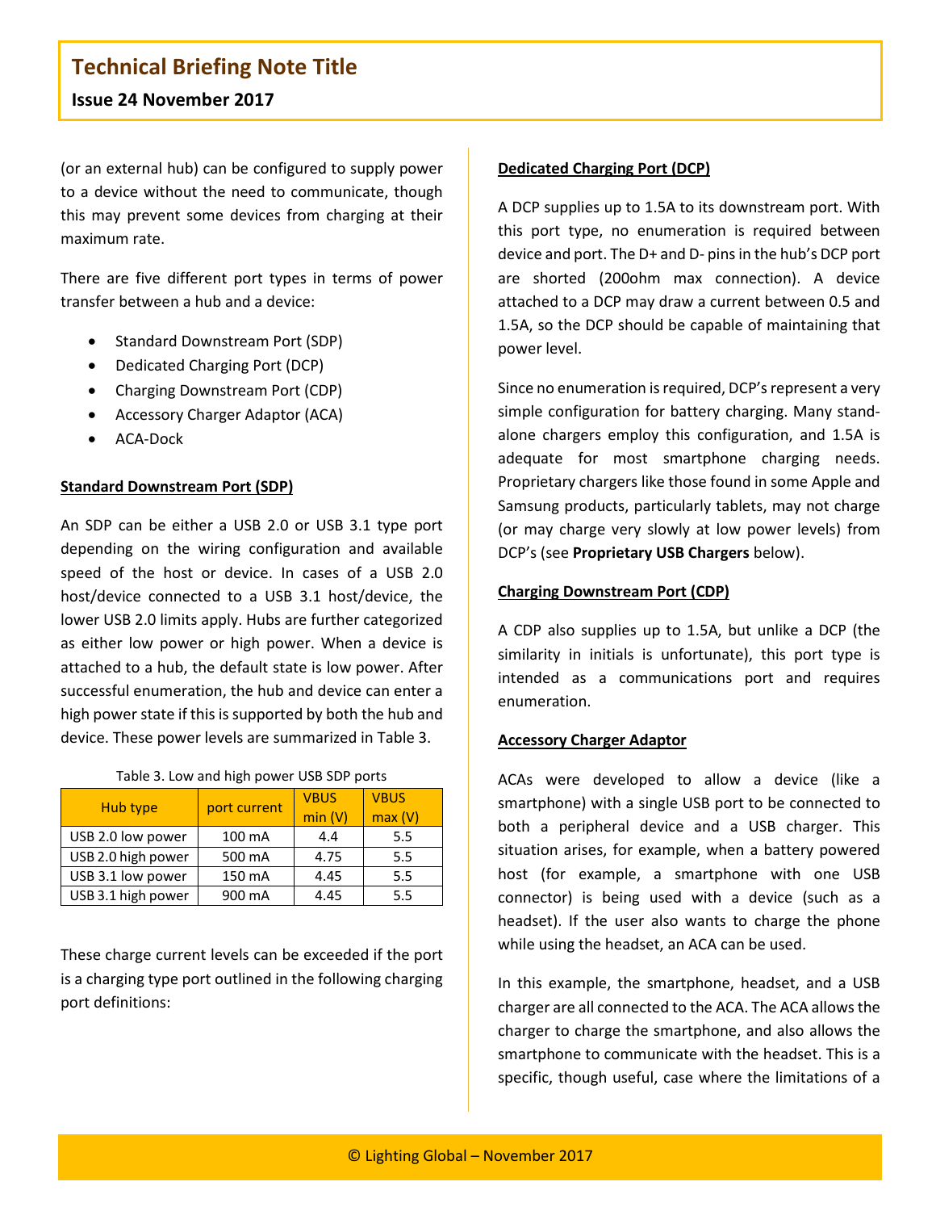(or an external hub) can be configured to supply power to a device without the need to communicate, though this may prevent some devices from charging at their maximum rate.

There are five different port types in terms of power transfer between a hub and a device:

- Standard Downstream Port (SDP)
- Dedicated Charging Port (DCP)
- Charging Downstream Port (CDP)
- Accessory Charger Adaptor (ACA)
- ACA-Dock

**Standard Downstream Port (SDP)**

An SDP can be either a USB 2.0 or USB 3.1 type port depending on the wiring configuration and available speed of the host or device. In cases of a USB 2.0 host/device connected to a USB 3.1 host/device, the lower USB 2.0 limits apply. Hubs are further categorized as either low power or high power. When a device is attached to a hub, the default state is low power. After successful enumeration, the hub and device can enter a high power state if this is supported by both the hub and device. These power levels are summarized in Table 3.

Table 3. Low and high power USB SDP ports

| Hub type | port current | VBUS min (V) | VBUS max (V) |
|---|---|---|---|
| USB 2.0 low power | 100 mA | 4.4 | 5.5 |
| USB 2.0 high power | 500 mA | 4.75 | 5.5 |
| USB 3.1 low power | 150 mA | 4.45 | 5.5 |
| USB 3.1 high power | 900 mA | 4.45 | 5.5 |

These charge current levels can be exceeded if the port is a charging type port outlined in the following charging port definitions:

**Dedicated Charging Port (DCP)**

A DCP supplies up to 1.5A to its downstream port. With this port type, no enumeration is required between device and port. The D+ and D- pins in the hub's DCP port are shorted (200ohm max connection). A device attached to a DCP may draw a current between 0.5 and 1.5A, so the DCP should be capable of maintaining that power level.

Since no enumeration is required, DCP's represent a very simple configuration for battery charging. Many stand-alone chargers employ this configuration, and 1.5A is adequate for most smartphone charging needs. Proprietary chargers like those found in some Apple and Samsung products, particularly tablets, may not charge (or may charge very slowly at low power levels) from DCP's (see **Proprietary USB Chargers** below).

**Charging Downstream Port (CDP)**

A CDP also supplies up to 1.5A, but unlike a DCP (the similarity in initials is unfortunate), this port type is intended as a communications port and requires enumeration.

**Accessory Charger Adaptor**

ACAs were developed to allow a device (like a smartphone) with a single USB port to be connected to both a peripheral device and a USB charger. This situation arises, for example, when a battery powered host (for example, a smartphone with one USB connector) is being used with a device (such as a headset). If the user also wants to charge the phone while using the headset, an ACA can be used.

In this example, the smartphone, headset, and a USB charger are all connected to the ACA. The ACA allows the charger to charge the smartphone, and also allows the smartphone to communicate with the headset. This is a specific, though useful, case where the limitations of a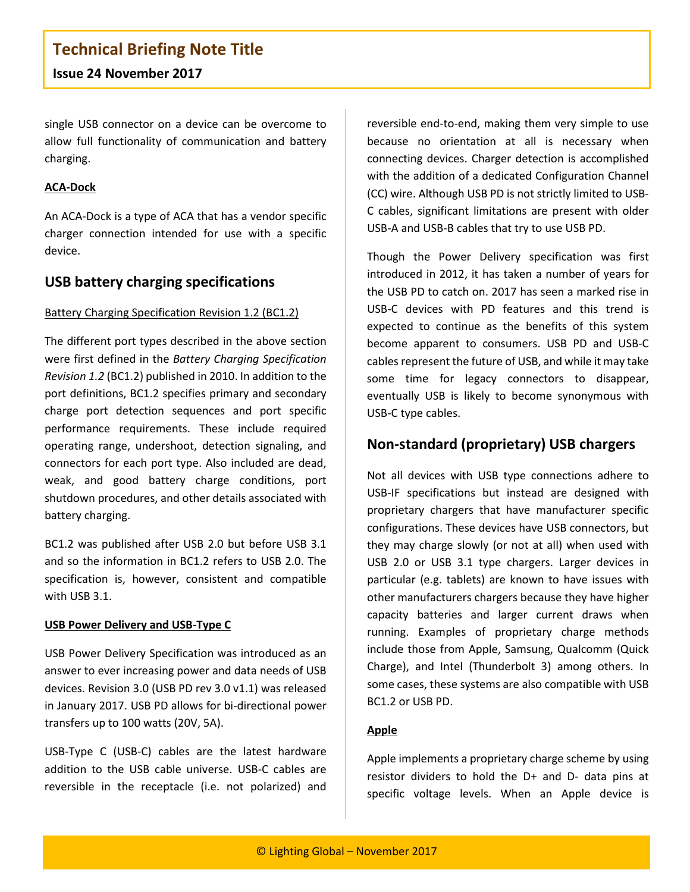single USB connector on a device can be overcome to allow full functionality of communication and battery charging.

**ACA-Dock**

An ACA-Dock is a type of ACA that has a vendor specific charger connection intended for use with a specific device.

## USB battery charging specifications

Battery Charging Specification Revision 1.2 (BC1.2)

The different port types described in the above section were first defined in the *Battery Charging Specification Revision 1.2* (BC1.2) published in 2010. In addition to the port definitions, BC1.2 specifies primary and secondary charge port detection sequences and port specific performance requirements. These include required operating range, undershoot, detection signaling, and connectors for each port type. Also included are dead, weak, and good battery charge conditions, port shutdown procedures, and other details associated with battery charging.

BC1.2 was published after USB 2.0 but before USB 3.1 and so the information in BC1.2 refers to USB 2.0. The specification is, however, consistent and compatible with USB 3.1.

**USB Power Delivery and USB-Type C**

USB Power Delivery Specification was introduced as an answer to ever increasing power and data needs of USB devices. Revision 3.0 (USB PD rev 3.0 v1.1) was released in January 2017. USB PD allows for bi-directional power transfers up to 100 watts (20V, 5A).

USB-Type C (USB-C) cables are the latest hardware addition to the USB cable universe. USB-C cables are reversible in the receptacle (i.e. not polarized) and reversible end-to-end, making them very simple to use because no orientation at all is necessary when connecting devices. Charger detection is accomplished with the addition of a dedicated Configuration Channel (CC) wire. Although USB PD is not strictly limited to USB-C cables, significant limitations are present with older USB-A and USB-B cables that try to use USB PD.

Though the Power Delivery specification was first introduced in 2012, it has taken a number of years for the USB PD to catch on. 2017 has seen a marked rise in USB-C devices with PD features and this trend is expected to continue as the benefits of this system become apparent to consumers. USB PD and USB-C cables represent the future of USB, and while it may take some time for legacy connectors to disappear, eventually USB is likely to become synonymous with USB-C type cables.

## Non-standard (proprietary) USB chargers

Not all devices with USB type connections adhere to USB-IF specifications but instead are designed with proprietary chargers that have manufacturer specific configurations. These devices have USB connectors, but they may charge slowly (or not at all) when used with USB 2.0 or USB 3.1 type chargers. Larger devices in particular (e.g. tablets) are known to have issues with other manufacturers chargers because they have higher capacity batteries and larger current draws when running. Examples of proprietary charge methods include those from Apple, Samsung, Qualcomm (Quick Charge), and Intel (Thunderbolt 3) among others. In some cases, these systems are also compatible with USB BC1.2 or USB PD.

**Apple**

Apple implements a proprietary charge scheme by using resistor dividers to hold the D+ and D- data pins at specific voltage levels. When an Apple device is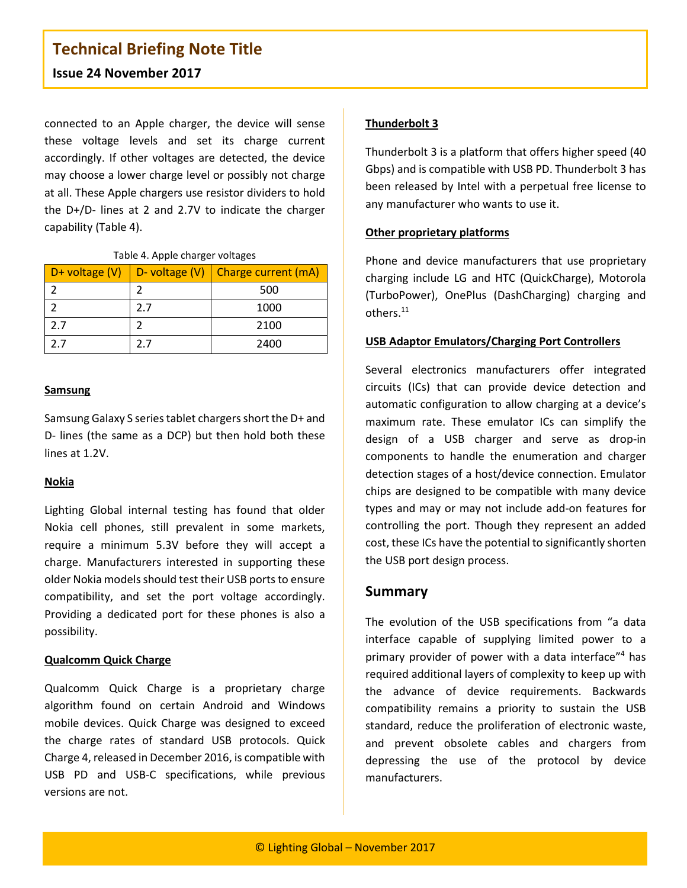connected to an Apple charger, the device will sense these voltage levels and set its charge current accordingly. If other voltages are detected, the device may choose a lower charge level or possibly not charge at all. These Apple chargers use resistor dividers to hold the D+/D- lines at 2 and 2.7V to indicate the charger capability (Table 4).

Table 4. Apple charger voltages

| D+ voltage (V) | D- voltage (V) | Charge current (mA) |
|---|---|---|
| 2 | 2 | 500 |
| 2 | 2.7 | 1000 |
| 2.7 | 2 | 2100 |
| 2.7 | 2.7 | 2400 |

**Samsung**

Samsung Galaxy S series tablet chargers short the D+ and D- lines (the same as a DCP) but then hold both these lines at 1.2V.

**Nokia**

Lighting Global internal testing has found that older Nokia cell phones, still prevalent in some markets, require a minimum 5.3V before they will accept a charge. Manufacturers interested in supporting these older Nokia models should test their USB ports to ensure compatibility, and set the port voltage accordingly. Providing a dedicated port for these phones is also a possibility.

**Qualcomm Quick Charge**

Qualcomm Quick Charge is a proprietary charge algorithm found on certain Android and Windows mobile devices. Quick Charge was designed to exceed the charge rates of standard USB protocols. Quick Charge 4, released in December 2016, is compatible with USB PD and USB-C specifications, while previous versions are not.

**Thunderbolt 3**

Thunderbolt 3 is a platform that offers higher speed (40 Gbps) and is compatible with USB PD. Thunderbolt 3 has been released by Intel with a perpetual free license to any manufacturer who wants to use it.

**Other proprietary platforms**

Phone and device manufacturers that use proprietary charging include LG and HTC (QuickCharge), Motorola (TurboPower), OnePlus (DashCharging) charging and others.[11]

**USB Adaptor Emulators/Charging Port Controllers**

Several electronics manufacturers offer integrated circuits (ICs) that can provide device detection and automatic configuration to allow charging at a device's maximum rate. These emulator ICs can simplify the design of a USB charger and serve as drop-in components to handle the enumeration and charger detection stages of a host/device connection. Emulator chips are designed to be compatible with many device types and may or may not include add-on features for controlling the port. Though they represent an added cost, these ICs have the potential to significantly shorten the USB port design process.

## Summary

The evolution of the USB specifications from "a data interface capable of supplying limited power to a primary provider of power with a data interface"[4] has required additional layers of complexity to keep up with the advance of device requirements. Backwards compatibility remains a priority to sustain the USB standard, reduce the proliferation of electronic waste, and prevent obsolete cables and chargers from depressing the use of the protocol by device manufacturers.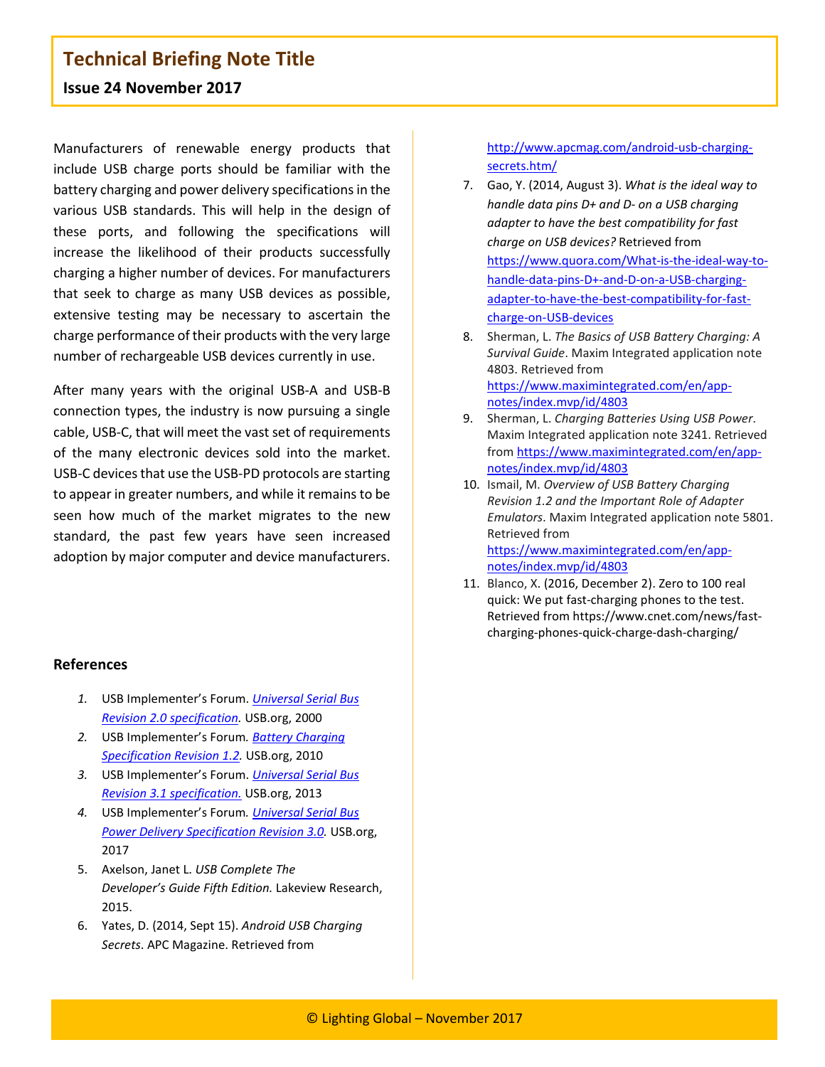# Technical Briefing Note Title

**Issue 24 November 2017**

Manufacturers of renewable energy products that include USB charge ports should be familiar with the battery charging and power delivery specifications in the various USB standards. This will help in the design of these ports, and following the specifications will increase the likelihood of their products successfully charging a higher number of devices. For manufacturers that seek to charge as many USB devices as possible, extensive testing may be necessary to ascertain the charge performance of their products with the very large number of rechargeable USB devices currently in use.

After many years with the original USB-A and USB-B connection types, the industry is now pursuing a single cable, USB-C, that will meet the vast set of requirements of the many electronic devices sold into the market. USB-C devices that use the USB-PD protocols are starting to appear in greater numbers, and while it remains to be seen how much of the market migrates to the new standard, the past few years have seen increased adoption by major computer and device manufacturers.

## References

1. USB Implementer's Forum. *Universal Serial Bus Revision 2.0 specification.* USB.org, 2000
2. USB Implementer's Forum. *Battery Charging Specification Revision 1.2.* USB.org, 2010
3. USB Implementer's Forum. *Universal Serial Bus Revision 3.1 specification.* USB.org, 2013
4. USB Implementer's Forum. *Universal Serial Bus Power Delivery Specification Revision 3.0.* USB.org, 2017
5. Axelson, Janet L. *USB Complete The Developer's Guide Fifth Edition.* Lakeview Research, 2015.
6. Yates, D. (2014, Sept 15). *Android USB Charging Secrets*. APC Magazine. Retrieved from http://www.apcmag.com/android-usb-charging-secrets.htm/
7. Gao, Y. (2014, August 3). *What is the ideal way to handle data pins D+ and D- on a USB charging adapter to have the best compatibility for fast charge on USB devices?* Retrieved from https://www.quora.com/What-is-the-ideal-way-to-handle-data-pins-D+-and-D-on-a-USB-charging-adapter-to-have-the-best-compatibility-for-fast-charge-on-USB-devices
8. Sherman, L. *The Basics of USB Battery Charging: A Survival Guide*. Maxim Integrated application note 4803. Retrieved from https://www.maximintegrated.com/en/app-notes/index.mvp/id/4803
9. Sherman, L. *Charging Batteries Using USB Power*. Maxim Integrated application note 3241. Retrieved from https://www.maximintegrated.com/en/app-notes/index.mvp/id/4803
10. Ismail, M. *Overview of USB Battery Charging Revision 1.2 and the Important Role of Adapter Emulators*. Maxim Integrated application note 5801. Retrieved from https://www.maximintegrated.com/en/app-notes/index.mvp/id/4803
11. Blanco, X. (2016, December 2). Zero to 100 real quick: We put fast-charging phones to the test. Retrieved from https://www.cnet.com/news/fast-charging-phones-quick-charge-dash-charging/

© Lighting Global – November 2017